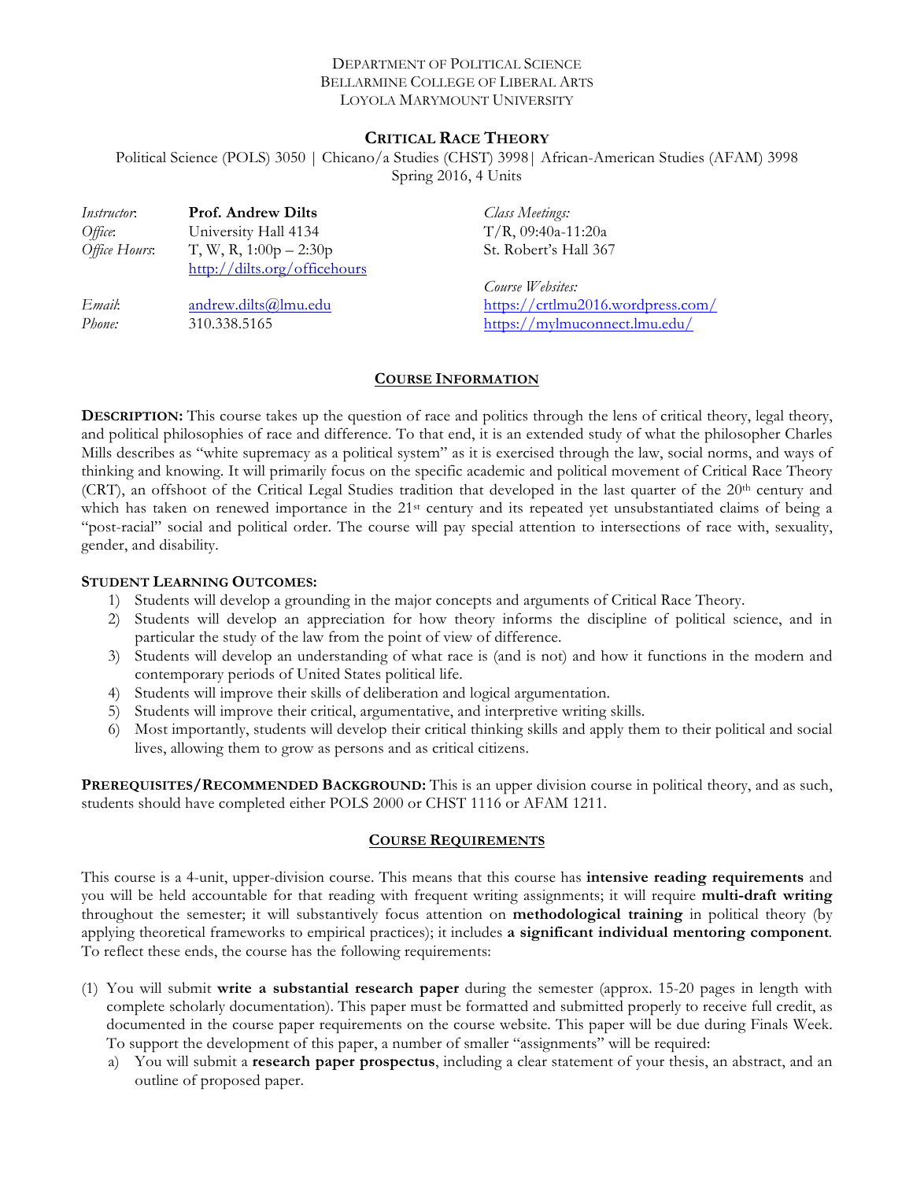DEPARTMENT OF POLITICAL SCIENCE
BELLARMINE COLLEGE OF LIBERAL ARTS
LOYOLA MARYMOUNT UNIVERSITY

# CRITICAL RACE THEORY

Political Science (POLS) 3050 | Chicano/a Studies (CHST) 3998| African-American Studies (AFAM) 3998
Spring 2016, 4 Units

| | | |
|---|---|---|
| *Instructor*: | **Prof. Andrew Dilts** | *Class Meetings:* |
| *Office*: | University Hall 4134 | T/R, 09:40a-11:20a |
| *Office Hours*: | T, W, R, 1:00p – 2:30p<br>http://dilts.org/officehours | St. Robert's Hall 367 |
| | | *Course Websites:* |
| *Email*: | andrew.dilts@lmu.edu | https://crtlmu2016.wordpress.com/ |
| *Phone:* | 310.338.5165 | https://mylmuconnect.lmu.edu/ |

## COURSE INFORMATION

**DESCRIPTION:** This course takes up the question of race and politics through the lens of critical theory, legal theory, and political philosophies of race and difference. To that end, it is an extended study of what the philosopher Charles Mills describes as "white supremacy as a political system" as it is exercised through the law, social norms, and ways of thinking and knowing. It will primarily focus on the specific academic and political movement of Critical Race Theory (CRT), an offshoot of the Critical Legal Studies tradition that developed in the last quarter of the 20th century and which has taken on renewed importance in the 21st century and its repeated yet unsubstantiated claims of being a "post-racial" social and political order. The course will pay special attention to intersections of race with, sexuality, gender, and disability.

**STUDENT LEARNING OUTCOMES:**

1) Students will develop a grounding in the major concepts and arguments of Critical Race Theory.
2) Students will develop an appreciation for how theory informs the discipline of political science, and in particular the study of the law from the point of view of difference.
3) Students will develop an understanding of what race is (and is not) and how it functions in the modern and contemporary periods of United States political life.
4) Students will improve their skills of deliberation and logical argumentation.
5) Students will improve their critical, argumentative, and interpretive writing skills.
6) Most importantly, students will develop their critical thinking skills and apply them to their political and social lives, allowing them to grow as persons and as critical citizens.

**PREREQUISITES/RECOMMENDED BACKGROUND:** This is an upper division course in political theory, and as such, students should have completed either POLS 2000 or CHST 1116 or AFAM 1211.

## COURSE REQUIREMENTS

This course is a 4-unit, upper-division course. This means that this course has **intensive reading requirements** and you will be held accountable for that reading with frequent writing assignments; it will require **multi-draft writing** throughout the semester; it will substantively focus attention on **methodological training** in political theory (by applying theoretical frameworks to empirical practices); it includes **a significant individual mentoring component**. To reflect these ends, the course has the following requirements:

(1) You will submit **write a substantial research paper** during the semester (approx. 15-20 pages in length with complete scholarly documentation). This paper must be formatted and submitted properly to receive full credit, as documented in the course paper requirements on the course website. This paper will be due during Finals Week. To support the development of this paper, a number of smaller "assignments" will be required:

   a) You will submit a **research paper prospectus**, including a clear statement of your thesis, an abstract, and an outline of proposed paper.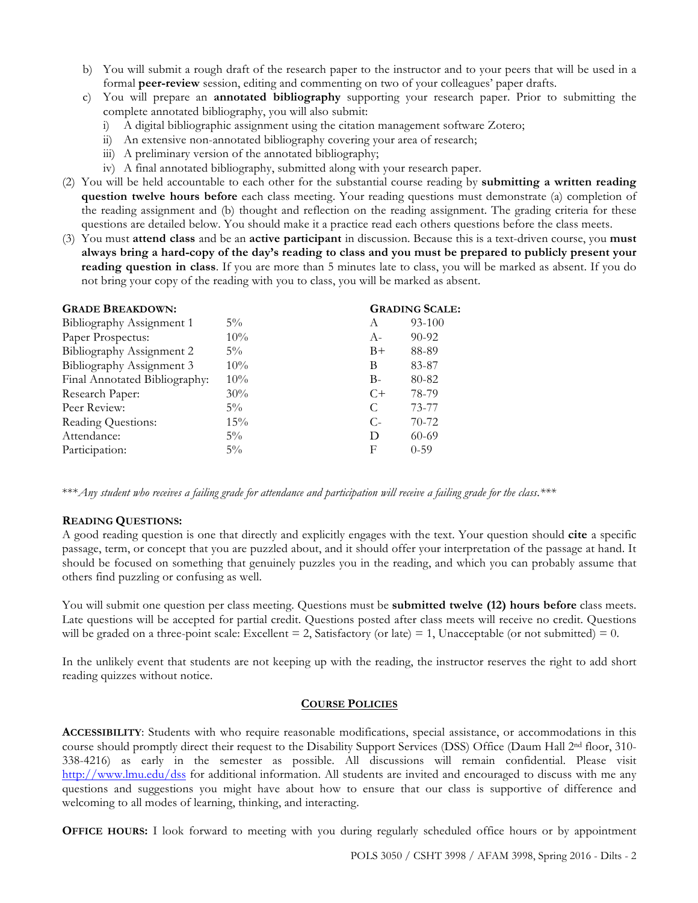b) You will submit a rough draft of the research paper to the instructor and to your peers that will be used in a formal **peer-review** session, editing and commenting on two of your colleagues' paper drafts.
c) You will prepare an **annotated bibliography** supporting your research paper. Prior to submitting the complete annotated bibliography, you will also submit:
   i) A digital bibliographic assignment using the citation management software Zotero;
   ii) An extensive non-annotated bibliography covering your area of research;
   iii) A preliminary version of the annotated bibliography;
   iv) A final annotated bibliography, submitted along with your research paper.

(2) You will be held accountable to each other for the substantial course reading by **submitting a written reading question twelve hours before** each class meeting. Your reading questions must demonstrate (a) completion of the reading assignment and (b) thought and reflection on the reading assignment. The grading criteria for these questions are detailed below. You should make it a practice read each others questions before the class meets.

(3) You must **attend class** and be an **active participant** in discussion. Because this is a text-driven course, you **must always bring a hard-copy of the day's reading to class and you must be prepared to publicly present your reading question in class**. If you are more than 5 minutes late to class, you will be marked as absent. If you do not bring your copy of the reading with you to class, you will be marked as absent.

| **Grade Breakdown:** | | **Grading Scale:** | |
|---|---|---|---|
| Bibliography Assignment 1 | 5% | A | 93-100 |
| Paper Prospectus: | 10% | A- | 90-92 |
| Bibliography Assignment 2 | 5% | B+ | 88-89 |
| Bibliography Assignment 3 | 10% | B | 83-87 |
| Final Annotated Bibliography: | 10% | B- | 80-82 |
| Research Paper: | 30% | C+ | 78-79 |
| Peer Review: | 5% | C | 73-77 |
| Reading Questions: | 15% | C- | 70-72 |
| Attendance: | 5% | D | 60-69 |
| Participation: | 5% | F | 0-59 |

****Any student who receives a failing grade for attendance and participation will receive a failing grade for the class.****

**Reading Questions:**

A good reading question is one that directly and explicitly engages with the text. Your question should **cite** a specific passage, term, or concept that you are puzzled about, and it should offer your interpretation of the passage at hand. It should be focused on something that genuinely puzzles you in the reading, and which you can probably assume that others find puzzling or confusing as well.

You will submit one question per class meeting. Questions must be **submitted twelve (12) hours before** class meets. Late questions will be accepted for partial credit. Questions posted after class meets will receive no credit. Questions will be graded on a three-point scale: Excellent = 2, Satisfactory (or late) = 1, Unacceptable (or not submitted) = 0.

In the unlikely event that students are not keeping up with the reading, the instructor reserves the right to add short reading quizzes without notice.

## Course Policies

**Accessibility**: Students with who require reasonable modifications, special assistance, or accommodations in this course should promptly direct their request to the Disability Support Services (DSS) Office (Daum Hall 2nd floor, 310-338-4216) as early in the semester as possible. All discussions will remain confidential. Please visit http://www.lmu.edu/dss for additional information. All students are invited and encouraged to discuss with me any questions and suggestions you might have about how to ensure that our class is supportive of difference and welcoming to all modes of learning, thinking, and interacting.

**Office hours:** I look forward to meeting with you during regularly scheduled office hours or by appointment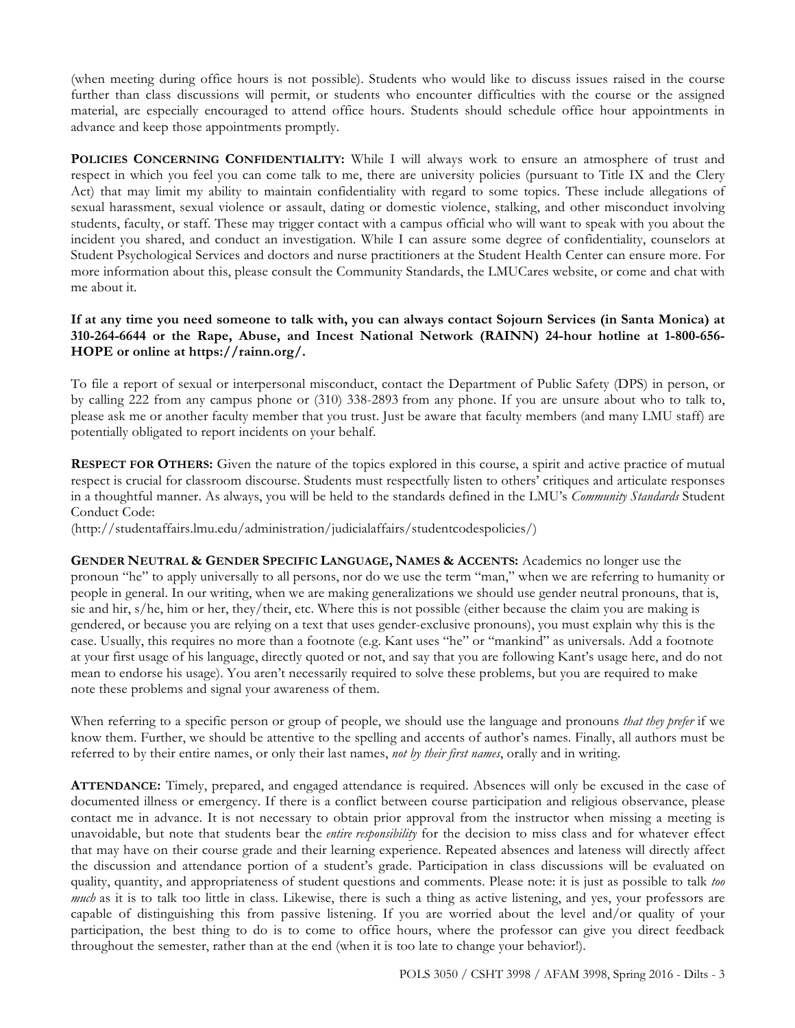(when meeting during office hours is not possible). Students who would like to discuss issues raised in the course further than class discussions will permit, or students who encounter difficulties with the course or the assigned material, are especially encouraged to attend office hours. Students should schedule office hour appointments in advance and keep those appointments promptly.

**POLICIES CONCERNING CONFIDENTIALITY:** While I will always work to ensure an atmosphere of trust and respect in which you feel you can come talk to me, there are university policies (pursuant to Title IX and the Clery Act) that may limit my ability to maintain confidentiality with regard to some topics. These include allegations of sexual harassment, sexual violence or assault, dating or domestic violence, stalking, and other misconduct involving students, faculty, or staff. These may trigger contact with a campus official who will want to speak with you about the incident you shared, and conduct an investigation. While I can assure some degree of confidentiality, counselors at Student Psychological Services and doctors and nurse practitioners at the Student Health Center can ensure more. For more information about this, please consult the Community Standards, the LMUCares website, or come and chat with me about it.

**If at any time you need someone to talk with, you can always contact Sojourn Services (in Santa Monica) at 310-264-6644 or the Rape, Abuse, and Incest National Network (RAINN) 24-hour hotline at 1-800-656-HOPE or online at https://rainn.org/.**

To file a report of sexual or interpersonal misconduct, contact the Department of Public Safety (DPS) in person, or by calling 222 from any campus phone or (310) 338-2893 from any phone. If you are unsure about who to talk to, please ask me or another faculty member that you trust. Just be aware that faculty members (and many LMU staff) are potentially obligated to report incidents on your behalf.

**RESPECT FOR OTHERS:** Given the nature of the topics explored in this course, a spirit and active practice of mutual respect is crucial for classroom discourse. Students must respectfully listen to others' critiques and articulate responses in a thoughtful manner. As always, you will be held to the standards defined in the LMU's *Community Standards* Student Conduct Code:
(http://studentaffairs.lmu.edu/administration/judicialaffairs/studentcodespolicies/)

**GENDER NEUTRAL & GENDER SPECIFIC LANGUAGE, NAMES & ACCENTS:** Academics no longer use the pronoun "he" to apply universally to all persons, nor do we use the term "man," when we are referring to humanity or people in general. In our writing, when we are making generalizations we should use gender neutral pronouns, that is, sie and hir, s/he, him or her, they/their, etc. Where this is not possible (either because the claim you are making is gendered, or because you are relying on a text that uses gender-exclusive pronouns), you must explain why this is the case. Usually, this requires no more than a footnote (e.g. Kant uses "he" or "mankind" as universals. Add a footnote at your first usage of his language, directly quoted or not, and say that you are following Kant's usage here, and do not mean to endorse his usage). You aren't necessarily required to solve these problems, but you are required to make note these problems and signal your awareness of them.

When referring to a specific person or group of people, we should use the language and pronouns *that they prefer* if we know them. Further, we should be attentive to the spelling and accents of author's names. Finally, all authors must be referred to by their entire names, or only their last names, *not by their first names*, orally and in writing.

**ATTENDANCE:** Timely, prepared, and engaged attendance is required. Absences will only be excused in the case of documented illness or emergency. If there is a conflict between course participation and religious observance, please contact me in advance. It is not necessary to obtain prior approval from the instructor when missing a meeting is unavoidable, but note that students bear the *entire responsibility* for the decision to miss class and for whatever effect that may have on their course grade and their learning experience. Repeated absences and lateness will directly affect the discussion and attendance portion of a student's grade. Participation in class discussions will be evaluated on quality, quantity, and appropriateness of student questions and comments. Please note: it is just as possible to talk *too much* as it is to talk too little in class. Likewise, there is such a thing as active listening, and yes, your professors are capable of distinguishing this from passive listening. If you are worried about the level and/or quality of your participation, the best thing to do is to come to office hours, where the professor can give you direct feedback throughout the semester, rather than at the end (when it is too late to change your behavior!).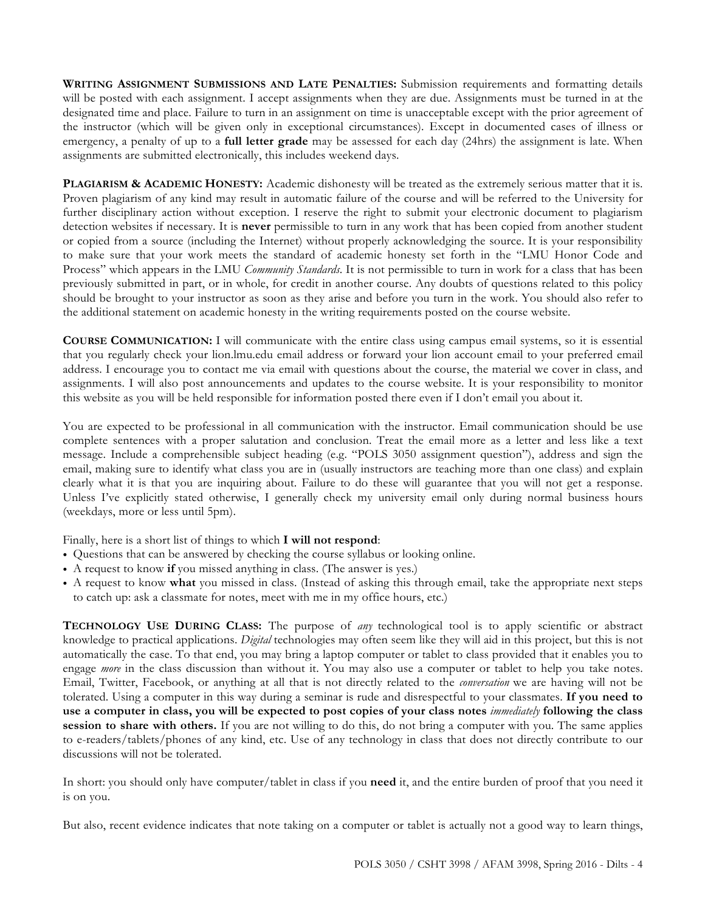**Writing Assignment Submissions and Late Penalties:** Submission requirements and formatting details will be posted with each assignment. I accept assignments when they are due. Assignments must be turned in at the designated time and place. Failure to turn in an assignment on time is unacceptable except with the prior agreement of the instructor (which will be given only in exceptional circumstances). Except in documented cases of illness or emergency, a penalty of up to a **full letter grade** may be assessed for each day (24hrs) the assignment is late. When assignments are submitted electronically, this includes weekend days.

**Plagiarism & Academic Honesty:** Academic dishonesty will be treated as the extremely serious matter that it is. Proven plagiarism of any kind may result in automatic failure of the course and will be referred to the University for further disciplinary action without exception. I reserve the right to submit your electronic document to plagiarism detection websites if necessary. It is **never** permissible to turn in any work that has been copied from another student or copied from a source (including the Internet) without properly acknowledging the source. It is your responsibility to make sure that your work meets the standard of academic honesty set forth in the "LMU Honor Code and Process" which appears in the LMU *Community Standards*. It is not permissible to turn in work for a class that has been previously submitted in part, or in whole, for credit in another course. Any doubts of questions related to this policy should be brought to your instructor as soon as they arise and before you turn in the work. You should also refer to the additional statement on academic honesty in the writing requirements posted on the course website.

**Course Communication:** I will communicate with the entire class using campus email systems, so it is essential that you regularly check your lion.lmu.edu email address or forward your lion account email to your preferred email address. I encourage you to contact me via email with questions about the course, the material we cover in class, and assignments. I will also post announcements and updates to the course website. It is your responsibility to monitor this website as you will be held responsible for information posted there even if I don't email you about it.

You are expected to be professional in all communication with the instructor. Email communication should be use complete sentences with a proper salutation and conclusion. Treat the email more as a letter and less like a text message. Include a comprehensible subject heading (e.g. "POLS 3050 assignment question"), address and sign the email, making sure to identify what class you are in (usually instructors are teaching more than one class) and explain clearly what it is that you are inquiring about. Failure to do these will guarantee that you will not get a response. Unless I've explicitly stated otherwise, I generally check my university email only during normal business hours (weekdays, more or less until 5pm).

Finally, here is a short list of things to which **I will not respond**:

- Questions that can be answered by checking the course syllabus or looking online.
- A request to know **if** you missed anything in class. (The answer is yes.)
- A request to know **what** you missed in class. (Instead of asking this through email, take the appropriate next steps to catch up: ask a classmate for notes, meet with me in my office hours, etc.)

**Technology Use During Class:** The purpose of *any* technological tool is to apply scientific or abstract knowledge to practical applications. *Digital* technologies may often seem like they will aid in this project, but this is not automatically the case. To that end, you may bring a laptop computer or tablet to class provided that it enables you to engage *more* in the class discussion than without it. You may also use a computer or tablet to help you take notes. Email, Twitter, Facebook, or anything at all that is not directly related to the *conversation* we are having will not be tolerated. Using a computer in this way during a seminar is rude and disrespectful to your classmates. **If you need to use a computer in class, you will be expected to post copies of your class notes *immediately* following the class session to share with others.** If you are not willing to do this, do not bring a computer with you. The same applies to e-readers/tablets/phones of any kind, etc. Use of any technology in class that does not directly contribute to our discussions will not be tolerated.

In short: you should only have computer/tablet in class if you **need** it, and the entire burden of proof that you need it is on you.

But also, recent evidence indicates that note taking on a computer or tablet is actually not a good way to learn things,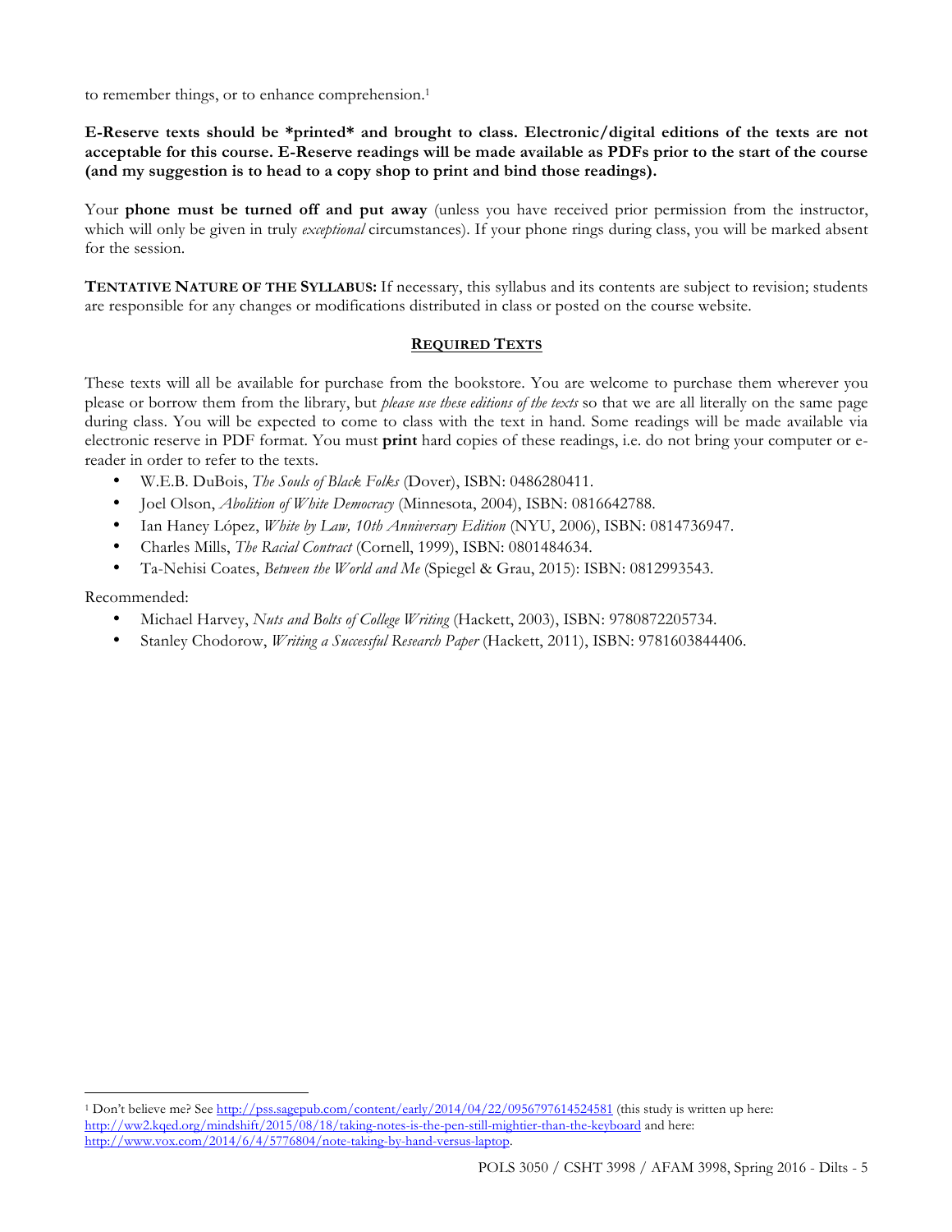to remember things, or to enhance comprehension.[1]

**E-Reserve texts should be *printed* and brought to class. Electronic/digital editions of the texts are not acceptable for this course. E-Reserve readings will be made available as PDFs prior to the start of the course (and my suggestion is to head to a copy shop to print and bind those readings).**

Your **phone must be turned off and put away** (unless you have received prior permission from the instructor, which will only be given in truly *exceptional* circumstances). If your phone rings during class, you will be marked absent for the session.

**TENTATIVE NATURE OF THE SYLLABUS:** If necessary, this syllabus and its contents are subject to revision; students are responsible for any changes or modifications distributed in class or posted on the course website.

## REQUIRED TEXTS

These texts will all be available for purchase from the bookstore. You are welcome to purchase them wherever you please or borrow them from the library, but *please use these editions of the texts* so that we are all literally on the same page during class. You will be expected to come to class with the text in hand. Some readings will be made available via electronic reserve in PDF format. You must **print** hard copies of these readings, i.e. do not bring your computer or e-reader in order to refer to the texts.

- W.E.B. DuBois, *The Souls of Black Folks* (Dover), ISBN: 0486280411.
- Joel Olson, *Abolition of White Democracy* (Minnesota, 2004), ISBN: 0816642788.
- Ian Haney López, *White by Law, 10th Anniversary Edition* (NYU, 2006), ISBN: 0814736947.
- Charles Mills, *The Racial Contract* (Cornell, 1999), ISBN: 0801484634.
- Ta-Nehisi Coates, *Between the World and Me* (Spiegel & Grau, 2015): ISBN: 0812993543.

Recommended:

- Michael Harvey, *Nuts and Bolts of College Writing* (Hackett, 2003), ISBN: 9780872205734.
- Stanley Chodorow, *Writing a Successful Research Paper* (Hackett, 2011), ISBN: 9781603844406.

[1] Don't believe me? See http://pss.sagepub.com/content/early/2014/04/22/0956797614524581 (this study is written up here: http://ww2.kqed.org/mindshift/2015/08/18/taking-notes-is-the-pen-still-mightier-than-the-keyboard and here: http://www.vox.com/2014/6/4/5776804/note-taking-by-hand-versus-laptop.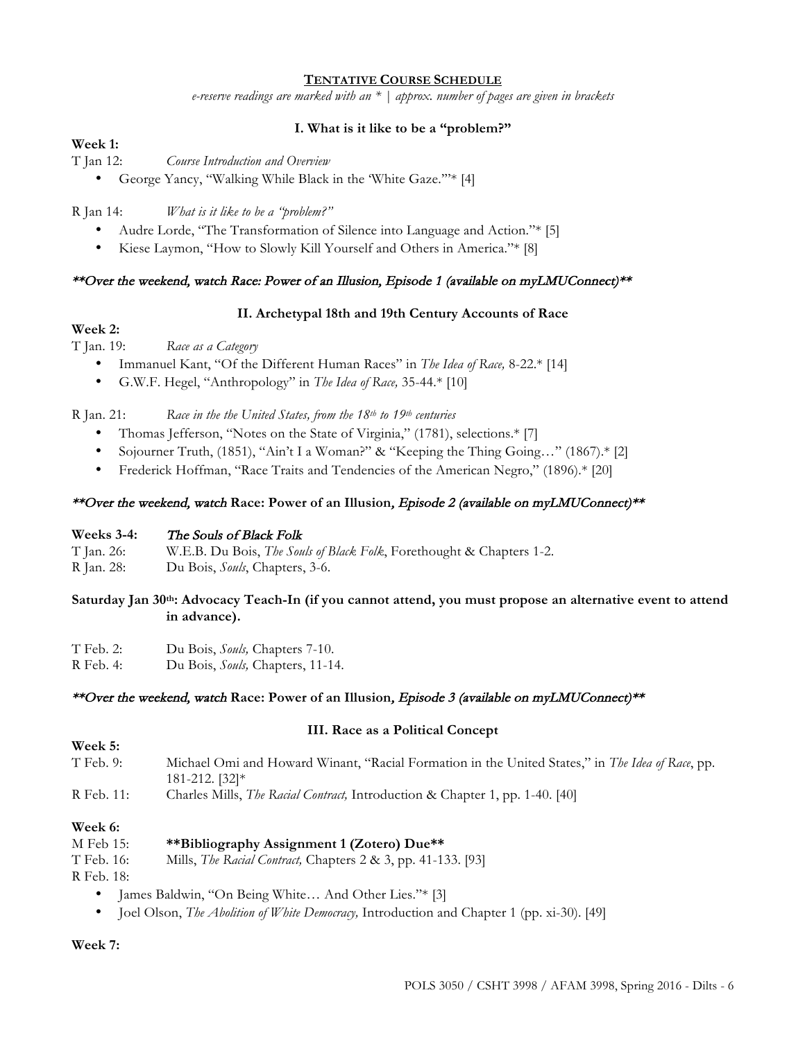## TENTATIVE COURSE SCHEDULE

*e-reserve readings are marked with an * | approx. number of pages are given in brackets*

### I. What is it like to be a "problem?"

**Week 1:**

T Jan 12: *Course Introduction and Overview*

- George Yancy, "Walking While Black in the 'White Gaze.'"* [4]

R Jan 14: *What is it like to be a "problem?"*

- Audre Lorde, "The Transformation of Silence into Language and Action."* [5]
- Kiese Laymon, "How to Slowly Kill Yourself and Others in America."* [8]

***\*\*Over the weekend, watch Race: Power of an Illusion, Episode 1 (available on myLMUConnect)\*\****

### II. Archetypal 18th and 19th Century Accounts of Race

**Week 2:**

T Jan. 19: *Race as a Category*

- Immanuel Kant, "Of the Different Human Races" in *The Idea of Race,* 8-22.* [14]
- G.W.F. Hegel, "Anthropology" in *The Idea of Race,* 35-44.* [10]

R Jan. 21: *Race in the the United States, from the 18th to 19th centuries*

- Thomas Jefferson, "Notes on the State of Virginia," (1781), selections.* [7]
- Sojourner Truth, (1851), "Ain't I a Woman?" & "Keeping the Thing Going…" (1867).* [2]
- Frederick Hoffman, "Race Traits and Tendencies of the American Negro," (1896).* [20]

***\*\*Over the weekend, watch* Race: Power of an Illusion*, Episode 2 (available on myLMUConnect)\*\****

**Weeks 3-4:** *The Souls of Black Folk*

T Jan. 26: W.E.B. Du Bois, *The Souls of Black Folk*, Forethought & Chapters 1-2.
R Jan. 28: Du Bois, *Souls*, Chapters, 3-6.

**Saturday Jan 30th: Advocacy Teach-In (if you cannot attend, you must propose an alternative event to attend in advance).**

T Feb. 2: Du Bois, *Souls,* Chapters 7-10.
R Feb. 4: Du Bois, *Souls,* Chapters, 11-14.

***\*\*Over the weekend, watch* Race: Power of an Illusion*, Episode 3 (available on myLMUConnect)\*\****

### III. Race as a Political Concept

**Week 5:**

T Feb. 9: Michael Omi and Howard Winant, "Racial Formation in the United States," in *The Idea of Race*, pp. 181-212. [32]*
R Feb. 11: Charles Mills, *The Racial Contract,* Introduction & Chapter 1, pp. 1-40. [40]

**Week 6:**

M Feb 15: **\*\*Bibliography Assignment 1 (Zotero) Due\*\***
T Feb. 16: Mills, *The Racial Contract,* Chapters 2 & 3, pp. 41-133. [93]
R Feb. 18:

- James Baldwin, "On Being White… And Other Lies."* [3]
- Joel Olson, *The Abolition of White Democracy,* Introduction and Chapter 1 (pp. xi-30). [49]

**Week 7:**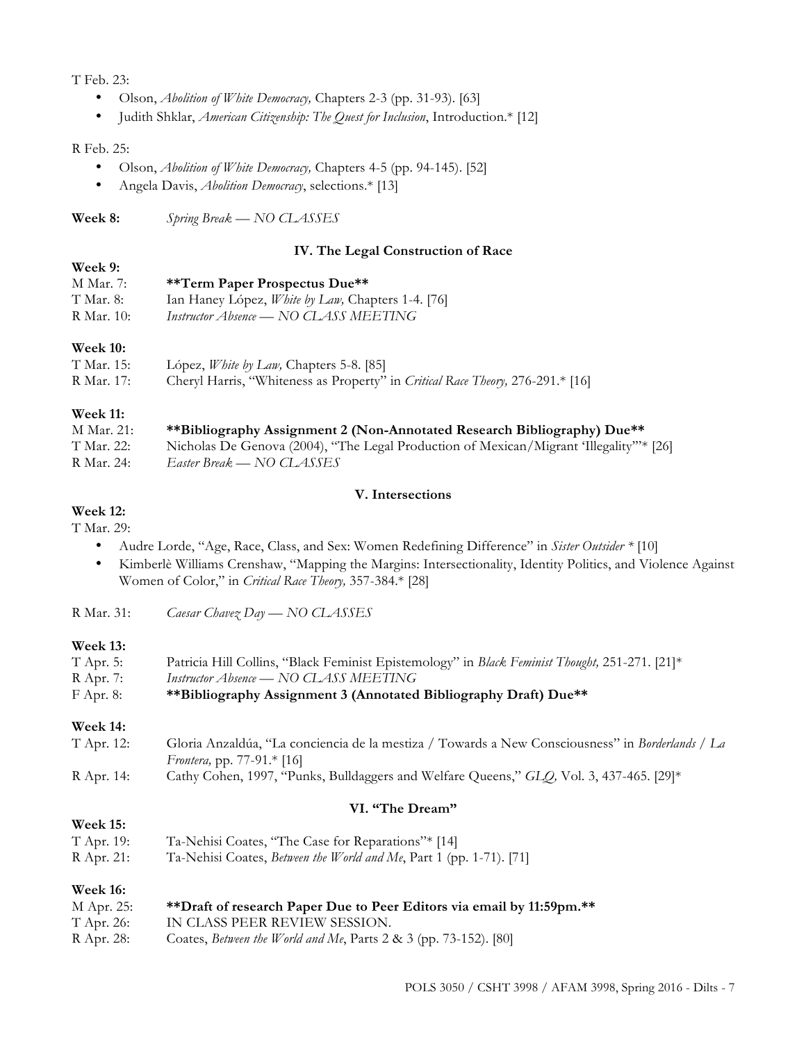T Feb. 23:

- Olson, *Abolition of White Democracy,* Chapters 2-3 (pp. 31-93). [63]
- Judith Shklar, *American Citizenship: The Quest for Inclusion*, Introduction.* [12]

R Feb. 25:

- Olson, *Abolition of White Democracy,* Chapters 4-5 (pp. 94-145). [52]
- Angela Davis, *Abolition Democracy*, selections.* [13]

**Week 8:** *Spring Break — NO CLASSES*

### IV. The Legal Construction of Race

**Week 9:**

M Mar. 7: **Term Paper Prospectus Due**

T Mar. 8: Ian Haney López, *White by Law,* Chapters 1-4. [76]

R Mar. 10: *Instructor Absence — NO CLASS MEETING*

**Week 10:**

T Mar. 15: López, *White by Law,* Chapters 5-8. [85]

R Mar. 17: Cheryl Harris, "Whiteness as Property" in *Critical Race Theory,* 276-291.* [16]

**Week 11:**

M Mar. 21: **Bibliography Assignment 2 (Non-Annotated Research Bibliography) Due**

T Mar. 22: Nicholas De Genova (2004), "The Legal Production of Mexican/Migrant 'Illegality'"* [26]

R Mar. 24: *Easter Break — NO CLASSES*

### V. Intersections

**Week 12:**

T Mar. 29:

- Audre Lorde, "Age, Race, Class, and Sex: Women Redefining Difference" in *Sister Outsider* * [10]
- Kimberlè Williams Crenshaw, "Mapping the Margins: Intersectionality, Identity Politics, and Violence Against Women of Color," in *Critical Race Theory,* 357-384.* [28]

R Mar. 31: *Caesar Chavez Day — NO CLASSES*

**Week 13:**

T Apr. 5: Patricia Hill Collins, "Black Feminist Epistemology" in *Black Feminist Thought,* 251-271. [21]*

R Apr. 7: *Instructor Absence — NO CLASS MEETING*

F Apr. 8: **Bibliography Assignment 3 (Annotated Bibliography Draft) Due**

**Week 14:**

T Apr. 12: Gloria Anzaldúa, "La conciencia de la mestiza / Towards a New Consciousness" in *Borderlands / La Frontera,* pp. 77-91.* [16]

R Apr. 14: Cathy Cohen, 1997, "Punks, Bulldaggers and Welfare Queens," *GLQ,* Vol. 3, 437-465. [29]*

### VI. "The Dream"

**Week 15:**

T Apr. 19: Ta-Nehisi Coates, "The Case for Reparations"* [14]

R Apr. 21: Ta-Nehisi Coates, *Between the World and Me*, Part 1 (pp. 1-71). [71]

**Week 16:**

M Apr. 25: **Draft of research Paper Due to Peer Editors via email by 11:59pm.**

T Apr. 26: IN CLASS PEER REVIEW SESSION.

R Apr. 28: Coates, *Between the World and Me*, Parts 2 & 3 (pp. 73-152). [80]